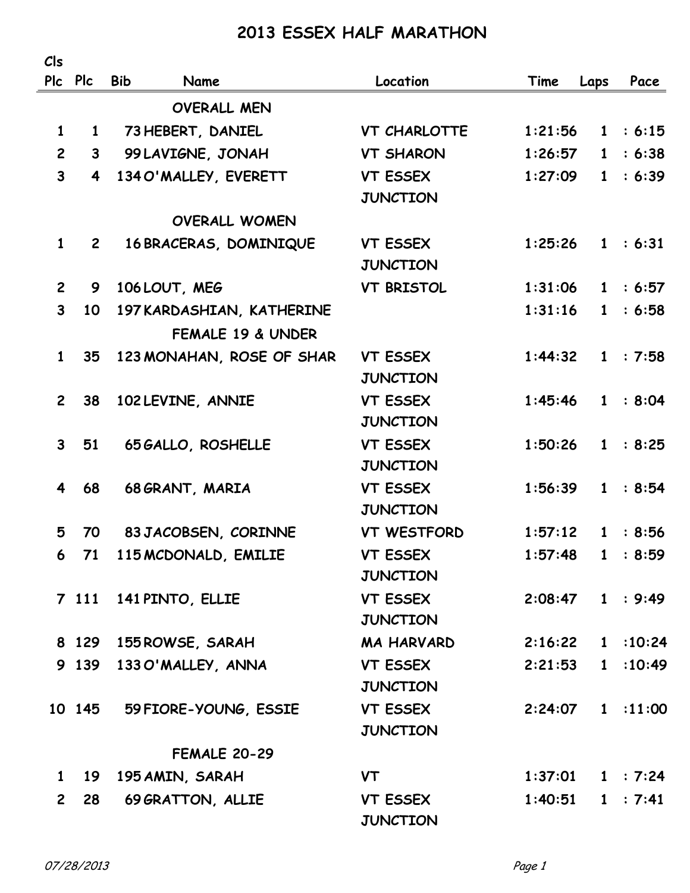# 2013 ESSEX HALF MARATHON

| Cls Plc | Plc | Bib | Name | Location | Time | Laps | Pace |
|---|---|---|---|---|---|---|---|
| | | | **OVERALL MEN** | | | | |
| 1 | 1 | 73 | HEBERT, DANIEL | VT CHARLOTTE | 1:21:56 | 1 | : 6:15 |
| 2 | 3 | 99 | LAVIGNE, JONAH | VT SHARON | 1:26:57 | 1 | : 6:38 |
| 3 | 4 | 134 | O'MALLEY, EVERETT | VT ESSEX JUNCTION | 1:27:09 | 1 | : 6:39 |
| | | | **OVERALL WOMEN** | | | | |
| 1 | 2 | 16 | BRACERAS, DOMINIQUE | VT ESSEX JUNCTION | 1:25:26 | 1 | : 6:31 |
| 2 | 9 | 106 | LOUT, MEG | VT BRISTOL | 1:31:06 | 1 | : 6:57 |
| 3 | 10 | 197 | KARDASHIAN, KATHERINE | | 1:31:16 | 1 | : 6:58 |
| | | | **FEMALE 19 & UNDER** | | | | |
| 1 | 35 | 123 | MONAHAN, ROSE OF SHAR | VT ESSEX JUNCTION | 1:44:32 | 1 | : 7:58 |
| 2 | 38 | 102 | LEVINE, ANNIE | VT ESSEX JUNCTION | 1:45:46 | 1 | : 8:04 |
| 3 | 51 | 65 | GALLO, ROSHELLE | VT ESSEX JUNCTION | 1:50:26 | 1 | : 8:25 |
| 4 | 68 | 68 | GRANT, MARIA | VT ESSEX JUNCTION | 1:56:39 | 1 | : 8:54 |
| 5 | 70 | 83 | JACOBSEN, CORINNE | VT WESTFORD | 1:57:12 | 1 | : 8:56 |
| 6 | 71 | 115 | MCDONALD, EMILIE | VT ESSEX JUNCTION | 1:57:48 | 1 | : 8:59 |
| 7 | 111 | 141 | PINTO, ELLIE | VT ESSEX JUNCTION | 2:08:47 | 1 | : 9:49 |
| 8 | 129 | 155 | ROWSE, SARAH | MA HARVARD | 2:16:22 | 1 | :10:24 |
| 9 | 139 | 133 | O'MALLEY, ANNA | VT ESSEX JUNCTION | 2:21:53 | 1 | :10:49 |
| 10 | 145 | 59 | FIORE-YOUNG, ESSIE | VT ESSEX JUNCTION | 2:24:07 | 1 | :11:00 |
| | | | **FEMALE 20-29** | | | | |
| 1 | 19 | 195 | AMIN, SARAH | VT | 1:37:01 | 1 | : 7:24 |
| 2 | 28 | 69 | GRATTON, ALLIE | VT ESSEX JUNCTION | 1:40:51 | 1 | : 7:41 |

07/28/2013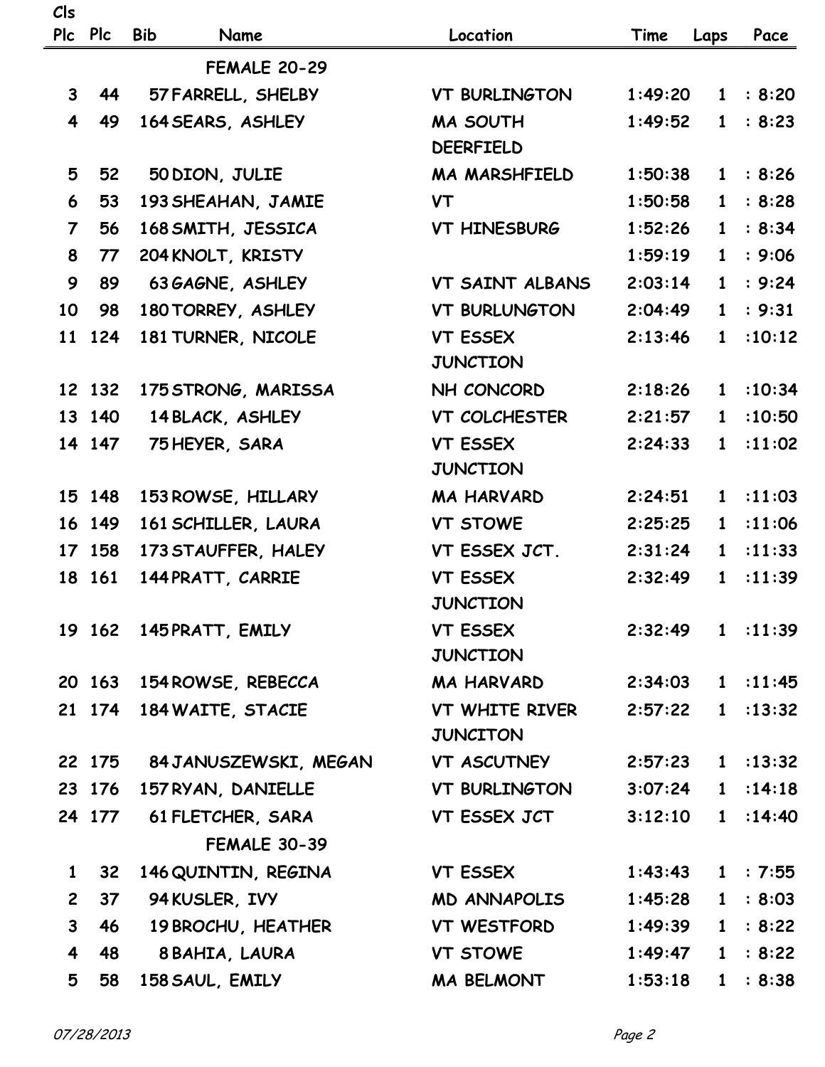| Cls Plc | Plc | Bib | Name | Location | Time | Laps | Pace |
|---|---|---|---|---|---|---|---|
| | | | **FEMALE 20-29** | | | | |
| 3 | 44 | 57 | FARRELL, SHELBY | VT BURLINGTON | 1:49:20 | 1 | : 8:20 |
| 4 | 49 | 164 | SEARS, ASHLEY | MA SOUTH DEERFIELD | 1:49:52 | 1 | : 8:23 |
| 5 | 52 | 50 | DION, JULIE | MA MARSHFIELD | 1:50:38 | 1 | : 8:26 |
| 6 | 53 | 193 | SHEAHAN, JAMIE | VT | 1:50:58 | 1 | : 8:28 |
| 7 | 56 | 168 | SMITH, JESSICA | VT HINESBURG | 1:52:26 | 1 | : 8:34 |
| 8 | 77 | 204 | KNOLT, KRISTY | | 1:59:19 | 1 | : 9:06 |
| 9 | 89 | 63 | GAGNE, ASHLEY | VT SAINT ALBANS | 2:03:14 | 1 | : 9:24 |
| 10 | 98 | 180 | TORREY, ASHLEY | VT BURLUNGTON | 2:04:49 | 1 | : 9:31 |
| 11 | 124 | 181 | TURNER, NICOLE | VT ESSEX JUNCTION | 2:13:46 | 1 | :10:12 |
| 12 | 132 | 175 | STRONG, MARISSA | NH CONCORD | 2:18:26 | 1 | :10:34 |
| 13 | 140 | 14 | BLACK, ASHLEY | VT COLCHESTER | 2:21:57 | 1 | :10:50 |
| 14 | 147 | 75 | HEYER, SARA | VT ESSEX JUNCTION | 2:24:33 | 1 | :11:02 |
| 15 | 148 | 153 | ROWSE, HILLARY | MA HARVARD | 2:24:51 | 1 | :11:03 |
| 16 | 149 | 161 | SCHILLER, LAURA | VT STOWE | 2:25:25 | 1 | :11:06 |
| 17 | 158 | 173 | STAUFFER, HALEY | VT ESSEX JCT. | 2:31:24 | 1 | :11:33 |
| 18 | 161 | 144 | PRATT, CARRIE | VT ESSEX JUNCTION | 2:32:49 | 1 | :11:39 |
| 19 | 162 | 145 | PRATT, EMILY | VT ESSEX JUNCTION | 2:32:49 | 1 | :11:39 |
| 20 | 163 | 154 | ROWSE, REBECCA | MA HARVARD | 2:34:03 | 1 | :11:45 |
| 21 | 174 | 184 | WAITE, STACIE | VT WHITE RIVER JUNCITON | 2:57:22 | 1 | :13:32 |
| 22 | 175 | 84 | JANUSZEWSKI, MEGAN | VT ASCUTNEY | 2:57:23 | 1 | :13:32 |
| 23 | 176 | 157 | RYAN, DANIELLE | VT BURLINGTON | 3:07:24 | 1 | :14:18 |
| 24 | 177 | 61 | FLETCHER, SARA | VT ESSEX JCT | 3:12:10 | 1 | :14:40 |
| | | | **FEMALE 30-39** | | | | |
| 1 | 32 | 146 | QUINTIN, REGINA | VT ESSEX | 1:43:43 | 1 | : 7:55 |
| 2 | 37 | 94 | KUSLER, IVY | MD ANNAPOLIS | 1:45:28 | 1 | : 8:03 |
| 3 | 46 | 19 | BROCHU, HEATHER | VT WESTFORD | 1:49:39 | 1 | : 8:22 |
| 4 | 48 | 8 | BAHIA, LAURA | VT STOWE | 1:49:47 | 1 | : 8:22 |
| 5 | 58 | 158 | SAUL, EMILY | MA BELMONT | 1:53:18 | 1 | : 8:38 |

*07/28/2013*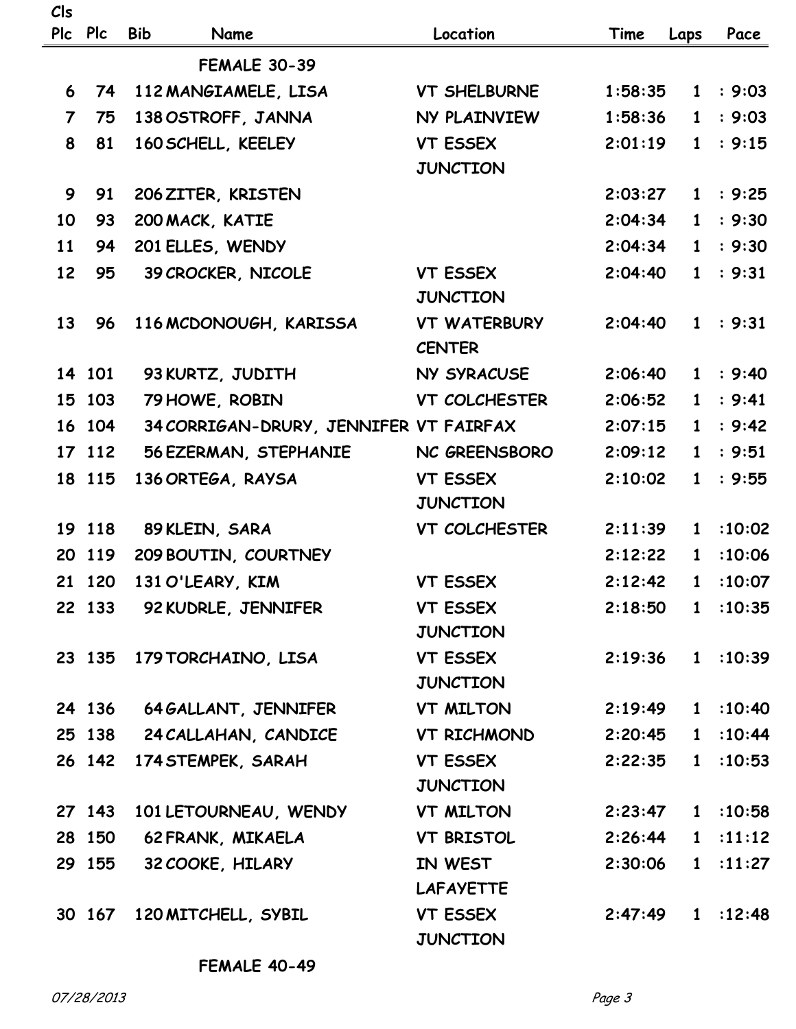| Cls Plc | Plc | Bib | Name | Location | Time | Laps | Pace |
|---|---|---|---|---|---|---|---|
| | | | **FEMALE 30-39** | | | | |
| 6 | 74 | 112 | MANGIAMELE, LISA | VT SHELBURNE | 1:58:35 | 1 | : 9:03 |
| 7 | 75 | 138 | OSTROFF, JANNA | NY PLAINVIEW | 1:58:36 | 1 | : 9:03 |
| 8 | 81 | 160 | SCHELL, KEELEY | VT ESSEX JUNCTION | 2:01:19 | 1 | : 9:15 |
| 9 | 91 | 206 | ZITER, KRISTEN | | 2:03:27 | 1 | : 9:25 |
| 10 | 93 | 200 | MACK, KATIE | | 2:04:34 | 1 | : 9:30 |
| 11 | 94 | 201 | ELLES, WENDY | | 2:04:34 | 1 | : 9:30 |
| 12 | 95 | 39 | CROCKER, NICOLE | VT ESSEX JUNCTION | 2:04:40 | 1 | : 9:31 |
| 13 | 96 | 116 | MCDONOUGH, KARISSA | VT WATERBURY CENTER | 2:04:40 | 1 | : 9:31 |
| 14 | 101 | 93 | KURTZ, JUDITH | NY SYRACUSE | 2:06:40 | 1 | : 9:40 |
| 15 | 103 | 79 | HOWE, ROBIN | VT COLCHESTER | 2:06:52 | 1 | : 9:41 |
| 16 | 104 | 34 | CORRIGAN-DRURY, JENNIFER | VT FAIRFAX | 2:07:15 | 1 | : 9:42 |
| 17 | 112 | 56 | EZERMAN, STEPHANIE | NC GREENSBORO | 2:09:12 | 1 | : 9:51 |
| 18 | 115 | 136 | ORTEGA, RAYSA | VT ESSEX JUNCTION | 2:10:02 | 1 | : 9:55 |
| 19 | 118 | 89 | KLEIN, SARA | VT COLCHESTER | 2:11:39 | 1 | :10:02 |
| 20 | 119 | 209 | BOUTIN, COURTNEY | | 2:12:22 | 1 | :10:06 |
| 21 | 120 | 131 | O'LEARY, KIM | VT ESSEX | 2:12:42 | 1 | :10:07 |
| 22 | 133 | 92 | KUDRLE, JENNIFER | VT ESSEX JUNCTION | 2:18:50 | 1 | :10:35 |
| 23 | 135 | 179 | TORCHAINO, LISA | VT ESSEX JUNCTION | 2:19:36 | 1 | :10:39 |
| 24 | 136 | 64 | GALLANT, JENNIFER | VT MILTON | 2:19:49 | 1 | :10:40 |
| 25 | 138 | 24 | CALLAHAN, CANDICE | VT RICHMOND | 2:20:45 | 1 | :10:44 |
| 26 | 142 | 174 | STEMPEK, SARAH | VT ESSEX JUNCTION | 2:22:35 | 1 | :10:53 |
| 27 | 143 | 101 | LETOURNEAU, WENDY | VT MILTON | 2:23:47 | 1 | :10:58 |
| 28 | 150 | 62 | FRANK, MIKAELA | VT BRISTOL | 2:26:44 | 1 | :11:12 |
| 29 | 155 | 32 | COOKE, HILARY | IN WEST LAFAYETTE | 2:30:06 | 1 | :11:27 |
| 30 | 167 | 120 | MITCHELL, SYBIL | VT ESSEX JUNCTION | 2:47:49 | 1 | :12:48 |
| | | | **FEMALE 40-49** | | | | |

*07/28/2013*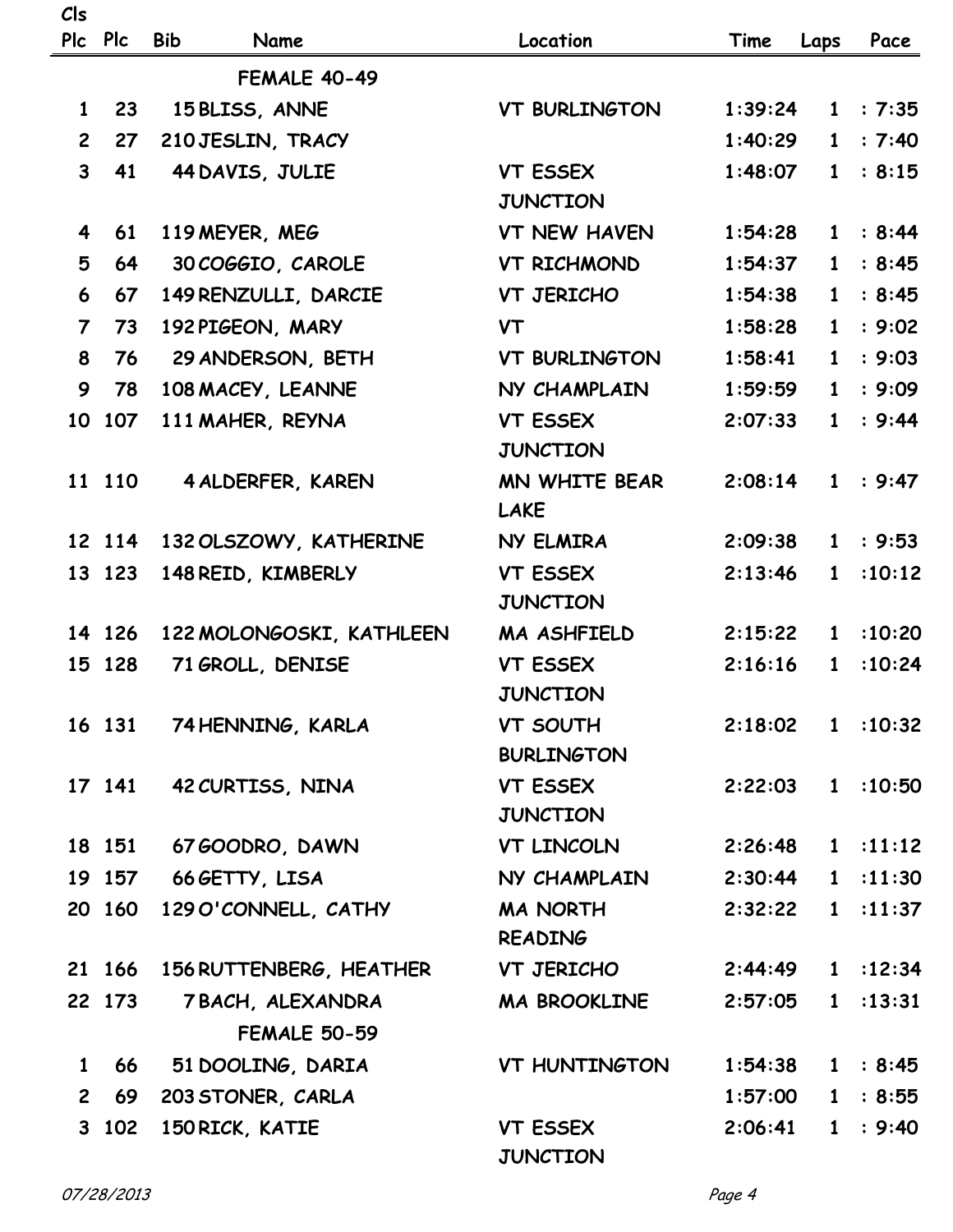| Cls Plc | Plc | Bib | Name | Location | Time | Laps | Pace |
|---|---|---|---|---|---|---|---|
| | | | FEMALE 40-49 | | | | |
| 1 | 23 | 15 | BLISS, ANNE | VT BURLINGTON | 1:39:24 | 1 | : 7:35 |
| 2 | 27 | 210 | JESLIN, TRACY | | 1:40:29 | 1 | : 7:40 |
| 3 | 41 | 44 | DAVIS, JULIE | VT ESSEX JUNCTION | 1:48:07 | 1 | : 8:15 |
| 4 | 61 | 119 | MEYER, MEG | VT NEW HAVEN | 1:54:28 | 1 | : 8:44 |
| 5 | 64 | 30 | COGGIO, CAROLE | VT RICHMOND | 1:54:37 | 1 | : 8:45 |
| 6 | 67 | 149 | RENZULLI, DARCIE | VT JERICHO | 1:54:38 | 1 | : 8:45 |
| 7 | 73 | 192 | PIGEON, MARY | VT | 1:58:28 | 1 | : 9:02 |
| 8 | 76 | 29 | ANDERSON, BETH | VT BURLINGTON | 1:58:41 | 1 | : 9:03 |
| 9 | 78 | 108 | MACEY, LEANNE | NY CHAMPLAIN | 1:59:59 | 1 | : 9:09 |
| 10 | 107 | 111 | MAHER, REYNA | VT ESSEX JUNCTION | 2:07:33 | 1 | : 9:44 |
| 11 | 110 | 4 | ALDERFER, KAREN | MN WHITE BEAR LAKE | 2:08:14 | 1 | : 9:47 |
| 12 | 114 | 132 | OLSZOWY, KATHERINE | NY ELMIRA | 2:09:38 | 1 | : 9:53 |
| 13 | 123 | 148 | REID, KIMBERLY | VT ESSEX JUNCTION | 2:13:46 | 1 | :10:12 |
| 14 | 126 | 122 | MOLONGOSKI, KATHLEEN | MA ASHFIELD | 2:15:22 | 1 | :10:20 |
| 15 | 128 | 71 | GROLL, DENISE | VT ESSEX JUNCTION | 2:16:16 | 1 | :10:24 |
| 16 | 131 | 74 | HENNING, KARLA | VT SOUTH BURLINGTON | 2:18:02 | 1 | :10:32 |
| 17 | 141 | 42 | CURTISS, NINA | VT ESSEX JUNCTION | 2:22:03 | 1 | :10:50 |
| 18 | 151 | 67 | GOODRO, DAWN | VT LINCOLN | 2:26:48 | 1 | :11:12 |
| 19 | 157 | 66 | GETTY, LISA | NY CHAMPLAIN | 2:30:44 | 1 | :11:30 |
| 20 | 160 | 129 | O'CONNELL, CATHY | MA NORTH READING | 2:32:22 | 1 | :11:37 |
| 21 | 166 | 156 | RUTTENBERG, HEATHER | VT JERICHO | 2:44:49 | 1 | :12:34 |
| 22 | 173 | 7 | BACH, ALEXANDRA | MA BROOKLINE | 2:57:05 | 1 | :13:31 |
| | | | FEMALE 50-59 | | | | |
| 1 | 66 | 51 | DOOLING, DARIA | VT HUNTINGTON | 1:54:38 | 1 | : 8:45 |
| 2 | 69 | 203 | STONER, CARLA | | 1:57:00 | 1 | : 8:55 |
| 3 | 102 | 150 | RICK, KATIE | VT ESSEX JUNCTION | 2:06:41 | 1 | : 9:40 |

07/28/2013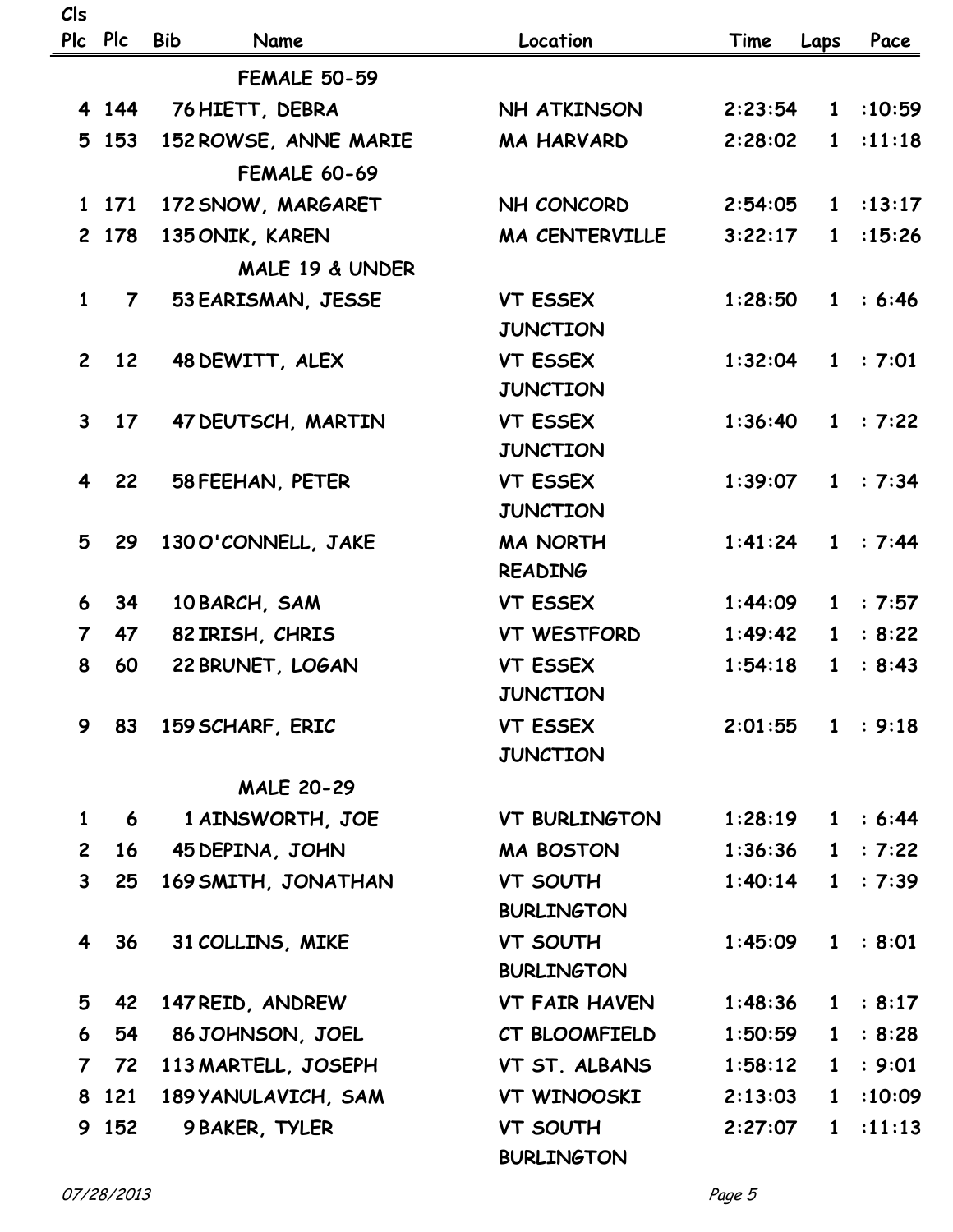| Cls Plc | Plc | Bib | Name | Location | Time | Laps | Pace |
|---|---|---|---|---|---|---|---|
| | | | FEMALE 50-59 | | | | |
| 4 | 144 | 76 | HIETT, DEBRA | NH ATKINSON | 2:23:54 | 1 | :10:59 |
| 5 | 153 | 152 | ROWSE, ANNE MARIE | MA HARVARD | 2:28:02 | 1 | :11:18 |
| | | | FEMALE 60-69 | | | | |
| 1 | 171 | 172 | SNOW, MARGARET | NH CONCORD | 2:54:05 | 1 | :13:17 |
| 2 | 178 | 135 | ONIK, KAREN | MA CENTERVILLE | 3:22:17 | 1 | :15:26 |
| | | | MALE 19 & UNDER | | | | |
| 1 | 7 | 53 | EARISMAN, JESSE | VT ESSEX JUNCTION | 1:28:50 | 1 | : 6:46 |
| 2 | 12 | 48 | DEWITT, ALEX | VT ESSEX JUNCTION | 1:32:04 | 1 | : 7:01 |
| 3 | 17 | 47 | DEUTSCH, MARTIN | VT ESSEX JUNCTION | 1:36:40 | 1 | : 7:22 |
| 4 | 22 | 58 | FEEHAN, PETER | VT ESSEX JUNCTION | 1:39:07 | 1 | : 7:34 |
| 5 | 29 | 130 | O'CONNELL, JAKE | MA NORTH READING | 1:41:24 | 1 | : 7:44 |
| 6 | 34 | 10 | BARCH, SAM | VT ESSEX | 1:44:09 | 1 | : 7:57 |
| 7 | 47 | 82 | IRISH, CHRIS | VT WESTFORD | 1:49:42 | 1 | : 8:22 |
| 8 | 60 | 22 | BRUNET, LOGAN | VT ESSEX JUNCTION | 1:54:18 | 1 | : 8:43 |
| 9 | 83 | 159 | SCHARF, ERIC | VT ESSEX JUNCTION | 2:01:55 | 1 | : 9:18 |
| | | | MALE 20-29 | | | | |
| 1 | 6 | 1 | AINSWORTH, JOE | VT BURLINGTON | 1:28:19 | 1 | : 6:44 |
| 2 | 16 | 45 | DEPINA, JOHN | MA BOSTON | 1:36:36 | 1 | : 7:22 |
| 3 | 25 | 169 | SMITH, JONATHAN | VT SOUTH BURLINGTON | 1:40:14 | 1 | : 7:39 |
| 4 | 36 | 31 | COLLINS, MIKE | VT SOUTH BURLINGTON | 1:45:09 | 1 | : 8:01 |
| 5 | 42 | 147 | REID, ANDREW | VT FAIR HAVEN | 1:48:36 | 1 | : 8:17 |
| 6 | 54 | 86 | JOHNSON, JOEL | CT BLOOMFIELD | 1:50:59 | 1 | : 8:28 |
| 7 | 72 | 113 | MARTELL, JOSEPH | VT ST. ALBANS | 1:58:12 | 1 | : 9:01 |
| 8 | 121 | 189 | YANULAVICH, SAM | VT WINOOSKI | 2:13:03 | 1 | :10:09 |
| 9 | 152 | 9 | BAKER, TYLER | VT SOUTH BURLINGTON | 2:27:07 | 1 | :11:13 |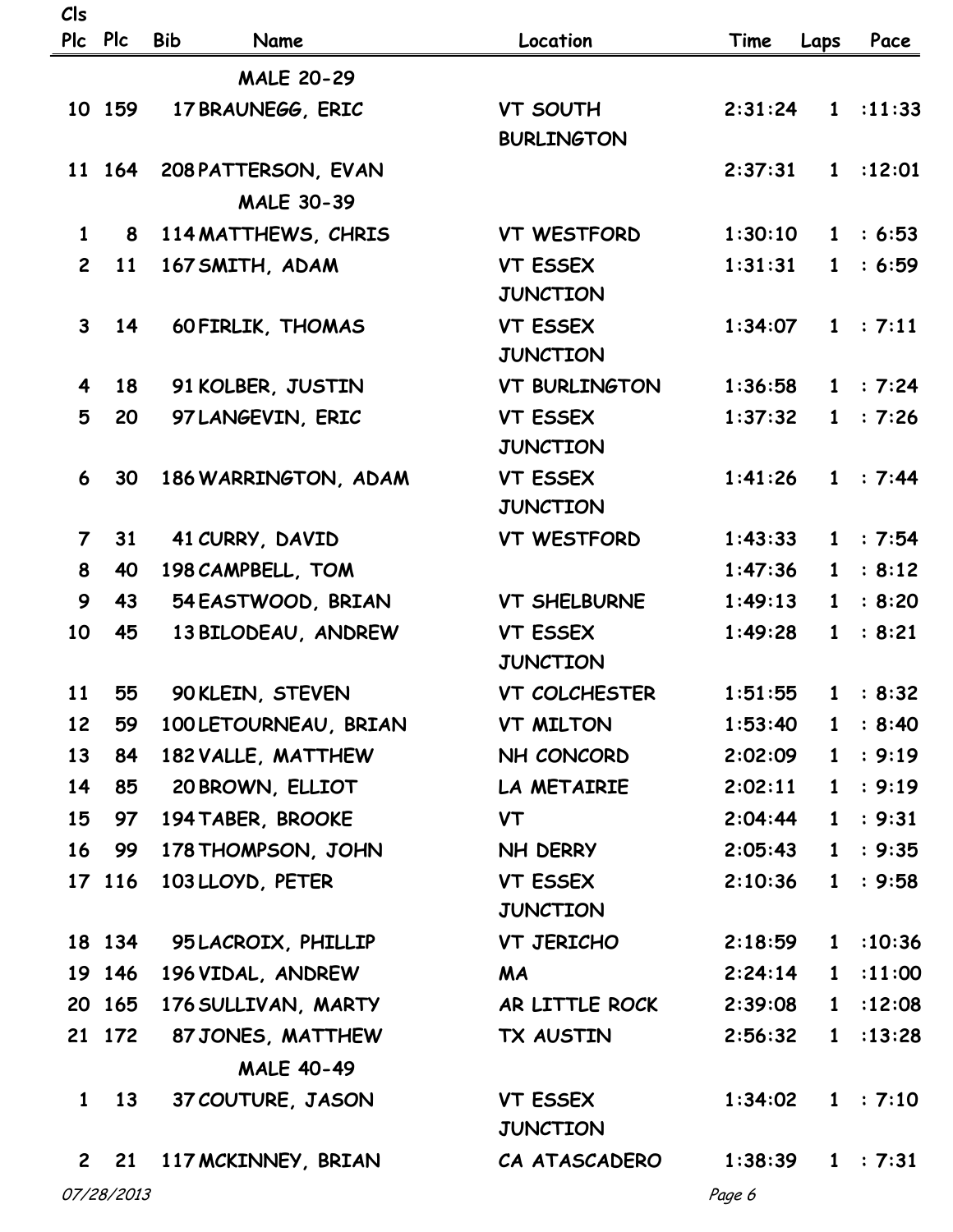| Cls Plc | Plc | Bib | Name | Location | Time | Laps | Pace |
|---|---|---|---|---|---|---|---|
| | | | MALE 20-29 | | | | |
| 10 | 159 | 17 | BRAUNEGG, ERIC | VT SOUTH BURLINGTON | 2:31:24 | 1 | :11:33 |
| 11 | 164 | 208 | PATTERSON, EVAN | | 2:37:31 | 1 | :12:01 |
| | | | MALE 30-39 | | | | |
| 1 | 8 | 114 | MATTHEWS, CHRIS | VT WESTFORD | 1:30:10 | 1 | : 6:53 |
| 2 | 11 | 167 | SMITH, ADAM | VT ESSEX JUNCTION | 1:31:31 | 1 | : 6:59 |
| 3 | 14 | 60 | FIRLIK, THOMAS | VT ESSEX JUNCTION | 1:34:07 | 1 | : 7:11 |
| 4 | 18 | 91 | KOLBER, JUSTIN | VT BURLINGTON | 1:36:58 | 1 | : 7:24 |
| 5 | 20 | 97 | LANGEVIN, ERIC | VT ESSEX JUNCTION | 1:37:32 | 1 | : 7:26 |
| 6 | 30 | 186 | WARRINGTON, ADAM | VT ESSEX JUNCTION | 1:41:26 | 1 | : 7:44 |
| 7 | 31 | 41 | CURRY, DAVID | VT WESTFORD | 1:43:33 | 1 | : 7:54 |
| 8 | 40 | 198 | CAMPBELL, TOM | | 1:47:36 | 1 | : 8:12 |
| 9 | 43 | 54 | EASTWOOD, BRIAN | VT SHELBURNE | 1:49:13 | 1 | : 8:20 |
| 10 | 45 | 13 | BILODEAU, ANDREW | VT ESSEX JUNCTION | 1:49:28 | 1 | : 8:21 |
| 11 | 55 | 90 | KLEIN, STEVEN | VT COLCHESTER | 1:51:55 | 1 | : 8:32 |
| 12 | 59 | 100 | LETOURNEAU, BRIAN | VT MILTON | 1:53:40 | 1 | : 8:40 |
| 13 | 84 | 182 | VALLE, MATTHEW | NH CONCORD | 2:02:09 | 1 | : 9:19 |
| 14 | 85 | 20 | BROWN, ELLIOT | LA METAIRIE | 2:02:11 | 1 | : 9:19 |
| 15 | 97 | 194 | TABER, BROOKE | VT | 2:04:44 | 1 | : 9:31 |
| 16 | 99 | 178 | THOMPSON, JOHN | NH DERRY | 2:05:43 | 1 | : 9:35 |
| 17 | 116 | 103 | LLOYD, PETER | VT ESSEX JUNCTION | 2:10:36 | 1 | : 9:58 |
| 18 | 134 | 95 | LACROIX, PHILLIP | VT JERICHO | 2:18:59 | 1 | :10:36 |
| 19 | 146 | 196 | VIDAL, ANDREW | MA | 2:24:14 | 1 | :11:00 |
| 20 | 165 | 176 | SULLIVAN, MARTY | AR LITTLE ROCK | 2:39:08 | 1 | :12:08 |
| 21 | 172 | 87 | JONES, MATTHEW | TX AUSTIN | 2:56:32 | 1 | :13:28 |
| | | | MALE 40-49 | | | | |
| 1 | 13 | 37 | COUTURE, JASON | VT ESSEX JUNCTION | 1:34:02 | 1 | : 7:10 |
| 2 | 21 | 117 | MCKINNEY, BRIAN | CA ATASCADERO | 1:38:39 | 1 | : 7:31 |

*07/28/2013*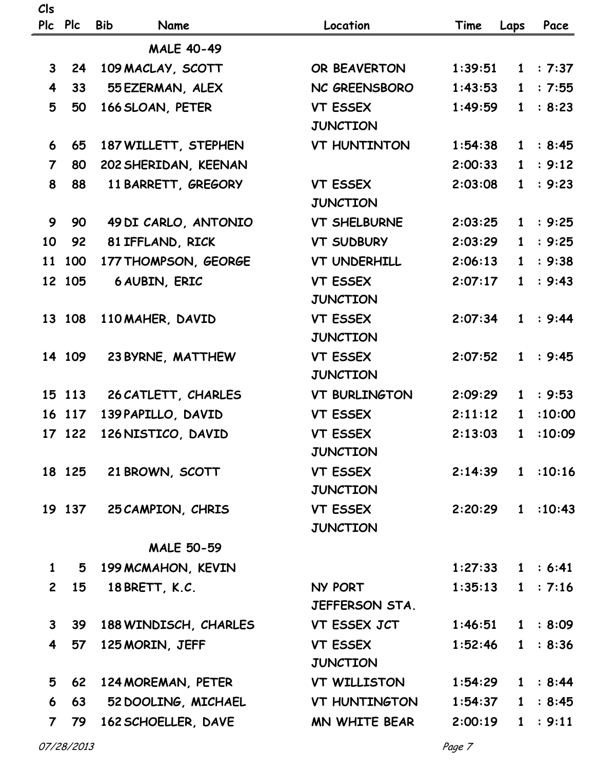| Cls Plc | Plc | Bib | Name | Location | Time | Laps | Pace |
|---|---|---|---|---|---|---|---|
| | | | **MALE 40-49** | | | | |
| 3 | 24 | 109 | MACLAY, SCOTT | OR BEAVERTON | 1:39:51 | 1 | : 7:37 |
| 4 | 33 | 55 | EZERMAN, ALEX | NC GREENSBORO | 1:43:53 | 1 | : 7:55 |
| 5 | 50 | 166 | SLOAN, PETER | VT ESSEX JUNCTION | 1:49:59 | 1 | : 8:23 |
| 6 | 65 | 187 | WILLETT, STEPHEN | VT HUNTINTON | 1:54:38 | 1 | : 8:45 |
| 7 | 80 | 202 | SHERIDAN, KEENAN | | 2:00:33 | 1 | : 9:12 |
| 8 | 88 | 11 | BARRETT, GREGORY | VT ESSEX JUNCTION | 2:03:08 | 1 | : 9:23 |
| 9 | 90 | 49 | DI CARLO, ANTONIO | VT SHELBURNE | 2:03:25 | 1 | : 9:25 |
| 10 | 92 | 81 | IFFLAND, RICK | VT SUDBURY | 2:03:29 | 1 | : 9:25 |
| 11 | 100 | 177 | THOMPSON, GEORGE | VT UNDERHILL | 2:06:13 | 1 | : 9:38 |
| 12 | 105 | 6 | AUBIN, ERIC | VT ESSEX JUNCTION | 2:07:17 | 1 | : 9:43 |
| 13 | 108 | 110 | MAHER, DAVID | VT ESSEX JUNCTION | 2:07:34 | 1 | : 9:44 |
| 14 | 109 | 23 | BYRNE, MATTHEW | VT ESSEX JUNCTION | 2:07:52 | 1 | : 9:45 |
| 15 | 113 | 26 | CATLETT, CHARLES | VT BURLINGTON | 2:09:29 | 1 | : 9:53 |
| 16 | 117 | 139 | PAPILLO, DAVID | VT ESSEX | 2:11:12 | 1 | :10:00 |
| 17 | 122 | 126 | NISTICO, DAVID | VT ESSEX JUNCTION | 2:13:03 | 1 | :10:09 |
| 18 | 125 | 21 | BROWN, SCOTT | VT ESSEX JUNCTION | 2:14:39 | 1 | :10:16 |
| 19 | 137 | 25 | CAMPION, CHRIS | VT ESSEX JUNCTION | 2:20:29 | 1 | :10:43 |
| | | | **MALE 50-59** | | | | |
| 1 | 5 | 199 | MCMAHON, KEVIN | | 1:27:33 | 1 | : 6:41 |
| 2 | 15 | 18 | BRETT, K.C. | NY PORT JEFFERSON STA. | 1:35:13 | 1 | : 7:16 |
| 3 | 39 | 188 | WINDISCH, CHARLES | VT ESSEX JCT | 1:46:51 | 1 | : 8:09 |
| 4 | 57 | 125 | MORIN, JEFF | VT ESSEX JUNCTION | 1:52:46 | 1 | : 8:36 |
| 5 | 62 | 124 | MOREMAN, PETER | VT WILLISTON | 1:54:29 | 1 | : 8:44 |
| 6 | 63 | 52 | DOOLING, MICHAEL | VT HUNTINGTON | 1:54:37 | 1 | : 8:45 |
| 7 | 79 | 162 | SCHOELLER, DAVE | MN WHITE BEAR | 2:00:19 | 1 | : 9:11 |

*07/28/2013*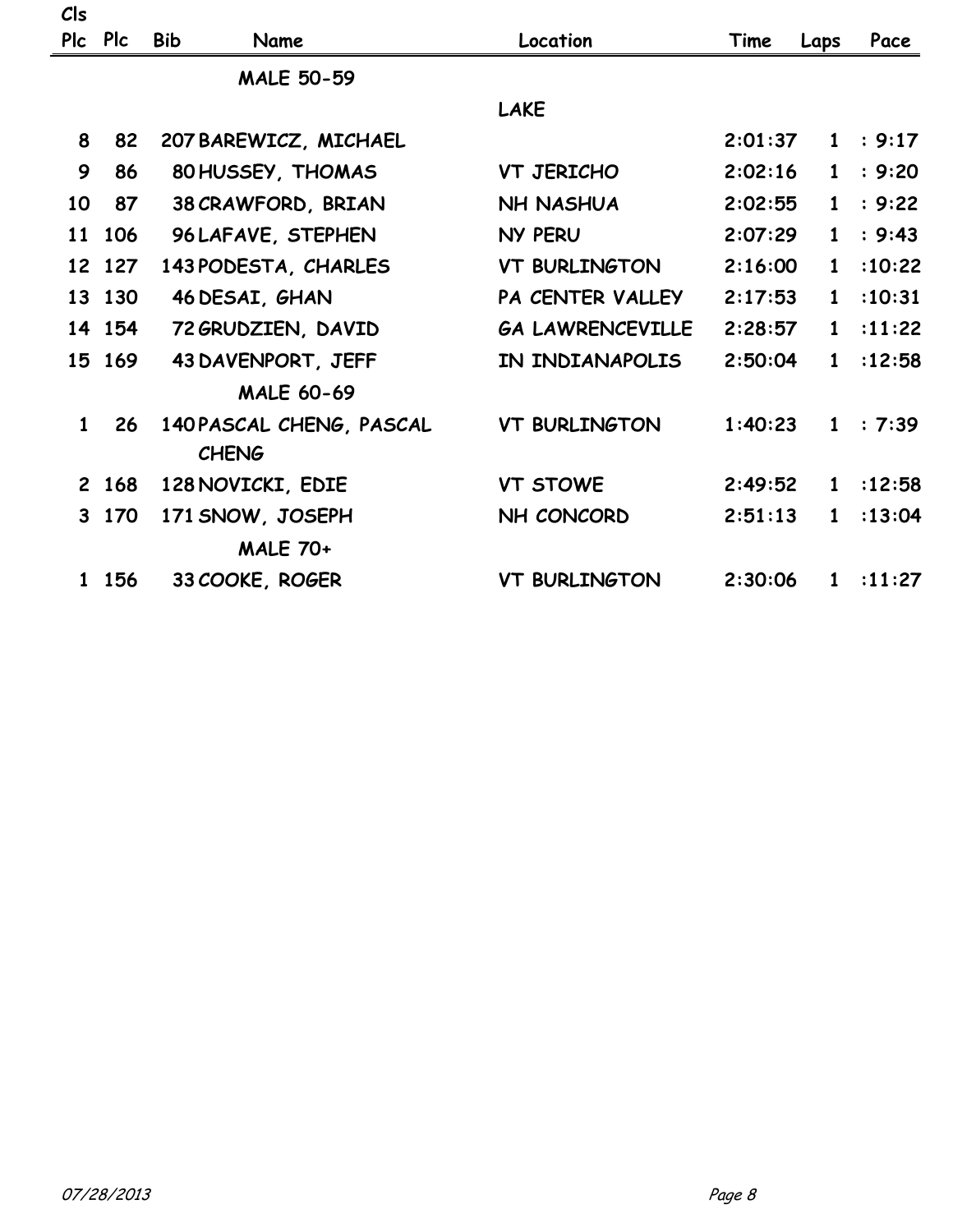| Cls Plc | Plc | Bib | Name | Location | Time | Laps | Pace |
|---|---|---|---|---|---|---|---|
| | | | MALE 50-59 | | | | |
| | | | | LAKE | | | |
| 8 | 82 | 207 | BAREWICZ, MICHAEL | | 2:01:37 | 1 | : 9:17 |
| 9 | 86 | 80 | HUSSEY, THOMAS | VT JERICHO | 2:02:16 | 1 | : 9:20 |
| 10 | 87 | 38 | CRAWFORD, BRIAN | NH NASHUA | 2:02:55 | 1 | : 9:22 |
| 11 | 106 | 96 | LAFAVE, STEPHEN | NY PERU | 2:07:29 | 1 | : 9:43 |
| 12 | 127 | 143 | PODESTA, CHARLES | VT BURLINGTON | 2:16:00 | 1 | :10:22 |
| 13 | 130 | 46 | DESAI, GHAN | PA CENTER VALLEY | 2:17:53 | 1 | :10:31 |
| 14 | 154 | 72 | GRUDZIEN, DAVID | GA LAWRENCEVILLE | 2:28:57 | 1 | :11:22 |
| 15 | 169 | 43 | DAVENPORT, JEFF | IN INDIANAPOLIS | 2:50:04 | 1 | :12:58 |
| | | | MALE 60-69 | | | | |
| 1 | 26 | 140 | PASCAL CHENG, PASCAL CHENG | VT BURLINGTON | 1:40:23 | 1 | : 7:39 |
| 2 | 168 | 128 | NOVICKI, EDIE | VT STOWE | 2:49:52 | 1 | :12:58 |
| 3 | 170 | 171 | SNOW, JOSEPH | NH CONCORD | 2:51:13 | 1 | :13:04 |
| | | | MALE 70+ | | | | |
| 1 | 156 | 33 | COOKE, ROGER | VT BURLINGTON | 2:30:06 | 1 | :11:27 |

07/28/2013